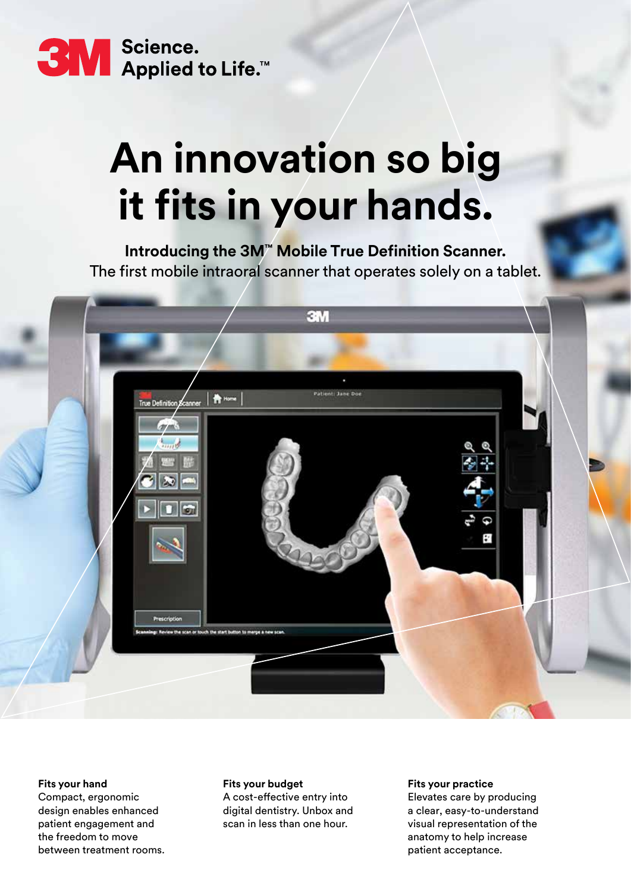3M Science. Applied to Life.™

# An innovation so big it fits in your hands.

**Introducing the 3M™ Mobile True Definition Scanner.**
The first mobile intraoral scanner that operates solely on a tablet.

**Fits your hand**
Compact, ergonomic design enables enhanced patient engagement and the freedom to move between treatment rooms.

**Fits your budget**
A cost-effective entry into digital dentistry. Unbox and scan in less than one hour.

**Fits your practice**
Elevates care by producing a clear, easy-to-understand visual representation of the anatomy to help increase patient acceptance.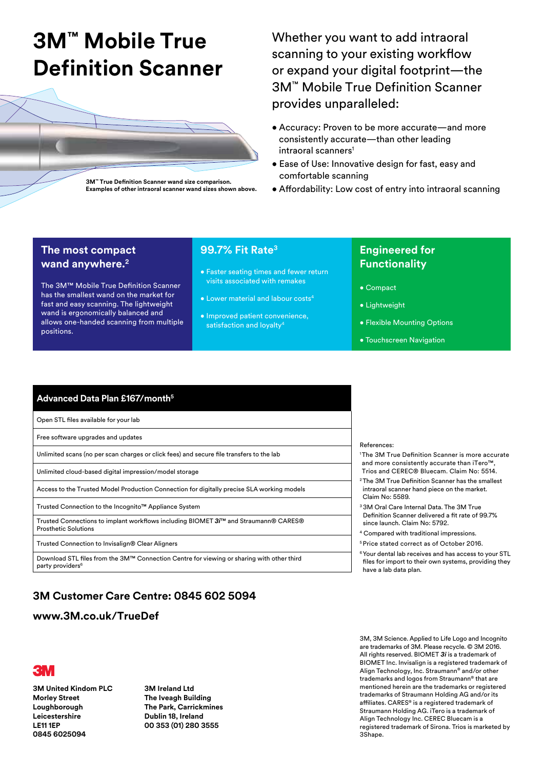# 3M™ Mobile True Definition Scanner

3M™ True Definition Scanner wand size comparison.
Examples of other intraoral scanner wand sizes shown above.

Whether you want to add intraoral scanning to your existing workflow or expand your digital footprint—the 3M™ Mobile True Definition Scanner provides unparalleled:

- Accuracy: Proven to be more accurate—and more consistently accurate—than other leading intraoral scanners[1]
- Ease of Use: Innovative design for fast, easy and comfortable scanning
- Affordability: Low cost of entry into intraoral scanning

## The most compact wand anywhere.[2]

The 3M™ Mobile True Definition Scanner has the smallest wand on the market for fast and easy scanning. The lightweight wand is ergonomically balanced and allows one-handed scanning from multiple positions.

## 99.7% Fit Rate[3]

- Faster seating times and fewer return visits associated with remakes
- Lower material and labour costs[4]
- Improved patient convenience, satisfaction and loyalty[4]

## Engineered for Functionality

- Compact
- Lightweight
- Flexible Mounting Options
- Touchscreen Navigation

| Advanced Data Plan £167/month[5] |
|---|
| Open STL files available for your lab |
| Free software upgrades and updates |
| Unlimited scans (no per scan charges or click fees) and secure file transfers to the lab |
| Unlimited cloud-based digital impression/model storage |
| Access to the Trusted Model Production Connection for digitally precise SLA working models |
| Trusted Connection to the Incognito™ Appliance System |
| Trusted Connections to implant workflows including BIOMET ***3i***™ and Straumann® CARES® Prosthetic Solutions |
| Trusted Connection to Invisalign® Clear Aligners |
| Download STL files from the 3M™ Connection Centre for viewing or sharing with other third party providers[6] |

References:

[1] The 3M True Definition Scanner is more accurate and more consistently accurate than iTero™, Trios and CEREC® Bluecam. Claim No: 5514.

[2] The 3M True Definition Scanner has the smallest intraoral scanner hand piece on the market. Claim No: 5589.

[3] 3M Oral Care Internal Data. The 3M True Definition Scanner delivered a fit rate of 99.7% since launch. Claim No: 5792.

[4] Compared with traditional impressions.

[5] Price stated correct as of October 2016.

[6] Your dental lab receives and has access to your STL files for import to their own systems, providing they have a lab data plan.

## 3M Customer Care Centre: 0845 602 5094

## www.3M.co.uk/TrueDef

3M

**3M United Kingdom PLC**
**Morley Street**
**Loughborough**
**Leicestershire**
**LE11 1EP**
**0845 6025094**

**3M Ireland Ltd**
**The Iveagh Building**
**The Park, Carrickmines**
**Dublin 18, Ireland**
**00 353 (01) 280 3555**

3M, 3M Science. Applied to Life Logo and Incognito are trademarks of 3M. Please recycle. © 3M 2016. All rights reserved. BIOMET ***3i*** is a trademark of BIOMET Inc. Invisalign is a registered trademark of Align Technology, Inc. Straumann® and/or other trademarks and logos from Straumann® that are mentioned herein are the trademarks or registered trademarks of Straumann Holding AG and/or its affiliates. CARES® is a registered trademark of Straumann Holding AG. iTero is a trademark of Align Technology Inc. CEREC Bluecam is a registered trademark of Sirona. Trios is marketed by 3Shape.